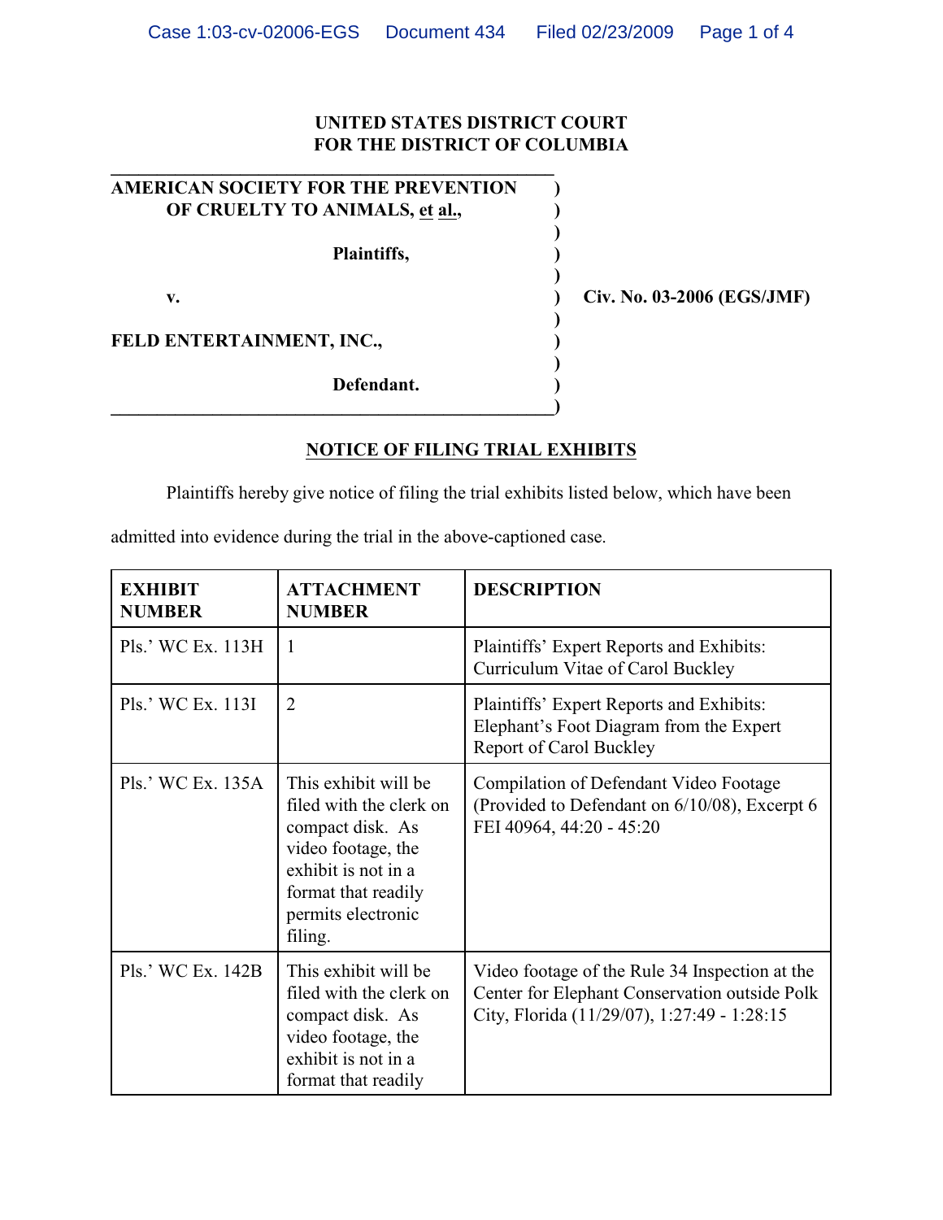**UNITED STATES DISTRICT COURT**
**FOR THE DISTRICT OF COLUMBIA**

**AMERICAN SOCIETY FOR THE PREVENTION OF CRUELTY TO ANIMALS, et al.,**

**Plaintiffs,**

**v.**

**FELD ENTERTAINMENT, INC.,**

**Defendant.**

**Civ. No. 03-2006 (EGS/JMF)**

## NOTICE OF FILING TRIAL EXHIBITS

Plaintiffs hereby give notice of filing the trial exhibits listed below, which have been admitted into evidence during the trial in the above-captioned case.

| EXHIBIT NUMBER | ATTACHMENT NUMBER | DESCRIPTION |
|---|---|---|
| Pls.' WC Ex. 113H | 1 | Plaintiffs' Expert Reports and Exhibits: Curriculum Vitae of Carol Buckley |
| Pls.' WC Ex. 113I | 2 | Plaintiffs' Expert Reports and Exhibits: Elephant's Foot Diagram from the Expert Report of Carol Buckley |
| Pls.' WC Ex. 135A | This exhibit will be filed with the clerk on compact disk. As video footage, the exhibit is not in a format that readily permits electronic filing. | Compilation of Defendant Video Footage (Provided to Defendant on 6/10/08), Excerpt 6 FEI 40964, 44:20 - 45:20 |
| Pls.' WC Ex. 142B | This exhibit will be filed with the clerk on compact disk. As video footage, the exhibit is not in a format that readily | Video footage of the Rule 34 Inspection at the Center for Elephant Conservation outside Polk City, Florida (11/29/07), 1:27:49 - 1:28:15 |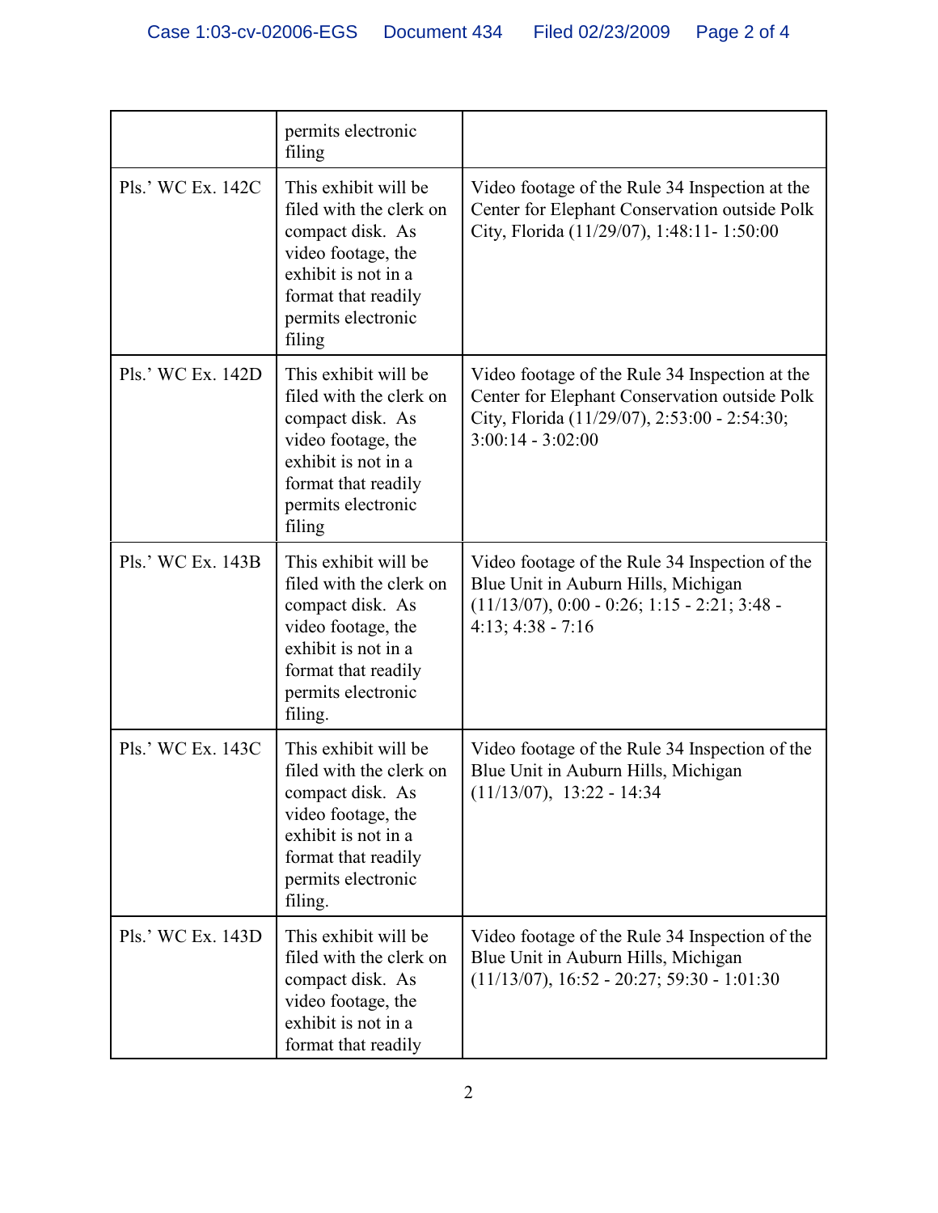| | | |
|---|---|---|
| | permits electronic filing | |
| Pls.' WC Ex. 142C | This exhibit will be filed with the clerk on compact disk. As video footage, the exhibit is not in a format that readily permits electronic filing | Video footage of the Rule 34 Inspection at the Center for Elephant Conservation outside Polk City, Florida (11/29/07), 1:48:11- 1:50:00 |
| Pls.' WC Ex. 142D | This exhibit will be filed with the clerk on compact disk. As video footage, the exhibit is not in a format that readily permits electronic filing | Video footage of the Rule 34 Inspection at the Center for Elephant Conservation outside Polk City, Florida (11/29/07), 2:53:00 - 2:54:30; 3:00:14 - 3:02:00 |
| Pls.' WC Ex. 143B | This exhibit will be filed with the clerk on compact disk. As video footage, the exhibit is not in a format that readily permits electronic filing. | Video footage of the Rule 34 Inspection of the Blue Unit in Auburn Hills, Michigan (11/13/07), 0:00 - 0:26; 1:15 - 2:21; 3:48 - 4:13; 4:38 - 7:16 |
| Pls.' WC Ex. 143C | This exhibit will be filed with the clerk on compact disk. As video footage, the exhibit is not in a format that readily permits electronic filing. | Video footage of the Rule 34 Inspection of the Blue Unit in Auburn Hills, Michigan (11/13/07), 13:22 - 14:34 |
| Pls.' WC Ex. 143D | This exhibit will be filed with the clerk on compact disk. As video footage, the exhibit is not in a format that readily | Video footage of the Rule 34 Inspection of the Blue Unit in Auburn Hills, Michigan (11/13/07), 16:52 - 20:27; 59:30 - 1:01:30 |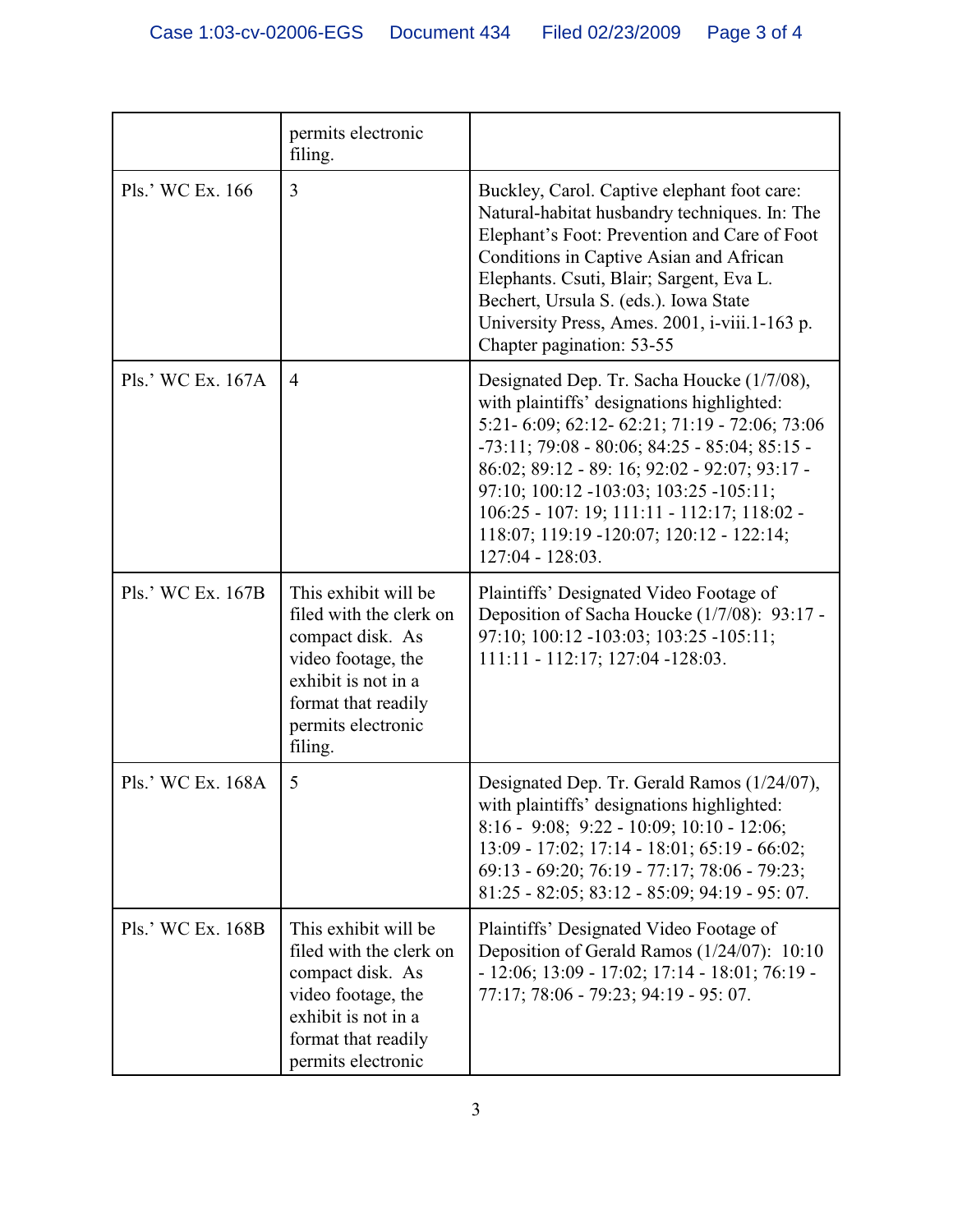| | | |
|---|---|---|
| | permits electronic filing. | |
| Pls.' WC Ex. 166 | 3 | Buckley, Carol. Captive elephant foot care: Natural-habitat husbandry techniques. In: The Elephant's Foot: Prevention and Care of Foot Conditions in Captive Asian and African Elephants. Csuti, Blair; Sargent, Eva L. Bechert, Ursula S. (eds.). Iowa State University Press, Ames. 2001, i-viii.1-163 p. Chapter pagination: 53-55 |
| Pls.' WC Ex. 167A | 4 | Designated Dep. Tr. Sacha Houcke (1/7/08), with plaintiffs' designations highlighted: 5:21- 6:09; 62:12- 62:21; 71:19 - 72:06; 73:06 -73:11; 79:08 - 80:06; 84:25 - 85:04; 85:15 - 86:02; 89:12 - 89: 16; 92:02 - 92:07; 93:17 - 97:10; 100:12 -103:03; 103:25 -105:11; 106:25 - 107: 19; 111:11 - 112:17; 118:02 - 118:07; 119:19 -120:07; 120:12 - 122:14; 127:04 - 128:03. |
| Pls.' WC Ex. 167B | This exhibit will be filed with the clerk on compact disk. As video footage, the exhibit is not in a format that readily permits electronic filing. | Plaintiffs' Designated Video Footage of Deposition of Sacha Houcke (1/7/08): 93:17 - 97:10; 100:12 -103:03; 103:25 -105:11; 111:11 - 112:17; 127:04 -128:03. |
| Pls.' WC Ex. 168A | 5 | Designated Dep. Tr. Gerald Ramos (1/24/07), with plaintiffs' designations highlighted: 8:16 - 9:08; 9:22 - 10:09; 10:10 - 12:06; 13:09 - 17:02; 17:14 - 18:01; 65:19 - 66:02; 69:13 - 69:20; 76:19 - 77:17; 78:06 - 79:23; 81:25 - 82:05; 83:12 - 85:09; 94:19 - 95: 07. |
| Pls.' WC Ex. 168B | This exhibit will be filed with the clerk on compact disk. As video footage, the exhibit is not in a format that readily permits electronic | Plaintiffs' Designated Video Footage of Deposition of Gerald Ramos (1/24/07): 10:10 - 12:06; 13:09 - 17:02; 17:14 - 18:01; 76:19 - 77:17; 78:06 - 79:23; 94:19 - 95: 07. |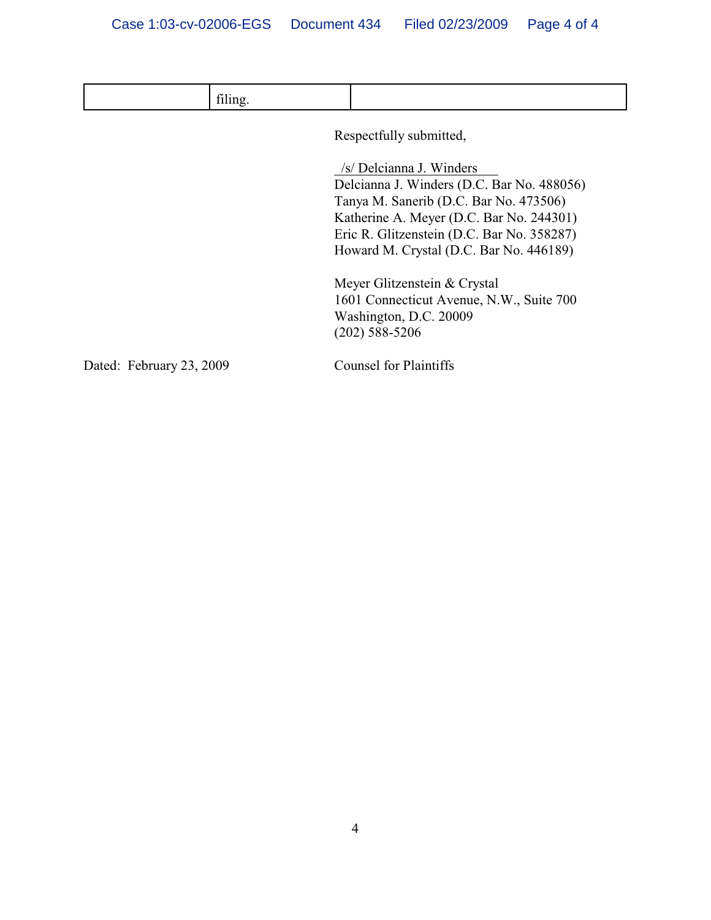| | | |
|---|---|---|
| | filing. | |

Respectfully submitted,

/s/ Delcianna J. Winders
Delcianna J. Winders (D.C. Bar No. 488056)
Tanya M. Sanerib (D.C. Bar No. 473506)
Katherine A. Meyer (D.C. Bar No. 244301)
Eric R. Glitzenstein (D.C. Bar No. 358287)
Howard M. Crystal (D.C. Bar No. 446189)

Meyer Glitzenstein & Crystal
1601 Connecticut Avenue, N.W., Suite 700
Washington, D.C. 20009
(202) 588-5206

Dated: February 23, 2009

Counsel for Plaintiffs